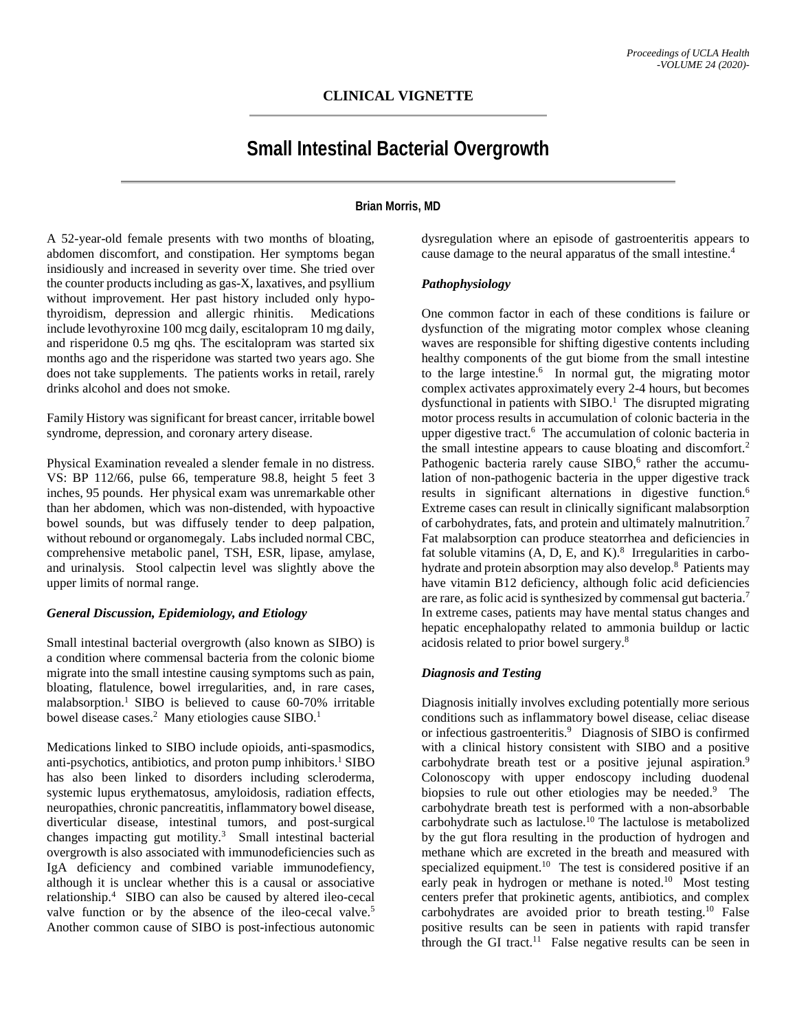**CLINICAL VIGNETTE**

# Small Intestinal Bacterial Overgrowth

**Brian Morris, MD**

A 52-year-old female presents with two months of bloating, abdomen discomfort, and constipation. Her symptoms began insidiously and increased in severity over time. She tried over the counter products including as gas-X, laxatives, and psyllium without improvement. Her past history included only hypothyroidism, depression and allergic rhinitis. Medications include levothyroxine 100 mcg daily, escitalopram 10 mg daily, and risperidone 0.5 mg qhs. The escitalopram was started six months ago and the risperidone was started two years ago. She does not take supplements. The patients works in retail, rarely drinks alcohol and does not smoke.

Family History was significant for breast cancer, irritable bowel syndrome, depression, and coronary artery disease.

Physical Examination revealed a slender female in no distress. VS: BP 112/66, pulse 66, temperature 98.8, height 5 feet 3 inches, 95 pounds. Her physical exam was unremarkable other than her abdomen, which was non-distended, with hypoactive bowel sounds, but was diffusely tender to deep palpation, without rebound or organomegaly. Labs included normal CBC, comprehensive metabolic panel, TSH, ESR, lipase, amylase, and urinalysis. Stool calpectin level was slightly above the upper limits of normal range.

### *General Discussion, Epidemiology, and Etiology*

Small intestinal bacterial overgrowth (also known as SIBO) is a condition where commensal bacteria from the colonic biome migrate into the small intestine causing symptoms such as pain, bloating, flatulence, bowel irregularities, and, in rare cases, malabsorption.[1] SIBO is believed to cause 60-70% irritable bowel disease cases.[2] Many etiologies cause SIBO.[1]

Medications linked to SIBO include opioids, anti-spasmodics, anti-psychotics, antibiotics, and proton pump inhibitors.[1] SIBO has also been linked to disorders including scleroderma, systemic lupus erythematosus, amyloidosis, radiation effects, neuropathies, chronic pancreatitis, inflammatory bowel disease, diverticular disease, intestinal tumors, and post-surgical changes impacting gut motility.[3] Small intestinal bacterial overgrowth is also associated with immunodeficiencies such as IgA deficiency and combined variable immunodefiency, although it is unclear whether this is a causal or associative relationship.[4] SIBO can also be caused by altered ileo-cecal valve function or by the absence of the ileo-cecal valve.[5] Another common cause of SIBO is post-infectious autonomic dysregulation where an episode of gastroenteritis appears to cause damage to the neural apparatus of the small intestine.[4]

### *Pathophysiology*

One common factor in each of these conditions is failure or dysfunction of the migrating motor complex whose cleaning waves are responsible for shifting digestive contents including healthy components of the gut biome from the small intestine to the large intestine.[6] In normal gut, the migrating motor complex activates approximately every 2-4 hours, but becomes dysfunctional in patients with SIBO.[1] The disrupted migrating motor process results in accumulation of colonic bacteria in the upper digestive tract.[6] The accumulation of colonic bacteria in the small intestine appears to cause bloating and discomfort.[2] Pathogenic bacteria rarely cause SIBO,[6] rather the accumulation of non-pathogenic bacteria in the upper digestive track results in significant alternations in digestive function.[6] Extreme cases can result in clinically significant malabsorption of carbohydrates, fats, and protein and ultimately malnutrition.[7] Fat malabsorption can produce steatorrhea and deficiencies in fat soluble vitamins (A, D, E, and K).[8] Irregularities in carbohydrate and protein absorption may also develop.[8] Patients may have vitamin B12 deficiency, although folic acid deficiencies are rare, as folic acid is synthesized by commensal gut bacteria.[7] In extreme cases, patients may have mental status changes and hepatic encephalopathy related to ammonia buildup or lactic acidosis related to prior bowel surgery.[8]

### *Diagnosis and Testing*

Diagnosis initially involves excluding potentially more serious conditions such as inflammatory bowel disease, celiac disease or infectious gastroenteritis.[9] Diagnosis of SIBO is confirmed with a clinical history consistent with SIBO and a positive carbohydrate breath test or a positive jejunal aspiration.[9] Colonoscopy with upper endoscopy including duodenal biopsies to rule out other etiologies may be needed.[9] The carbohydrate breath test is performed with a non-absorbable carbohydrate such as lactulose.[10] The lactulose is metabolized by the gut flora resulting in the production of hydrogen and methane which are excreted in the breath and measured with specialized equipment.[10] The test is considered positive if an early peak in hydrogen or methane is noted.[10] Most testing centers prefer that prokinetic agents, antibiotics, and complex carbohydrates are avoided prior to breath testing.[10] False positive results can be seen in patients with rapid transfer through the GI tract.[11] False negative results can be seen in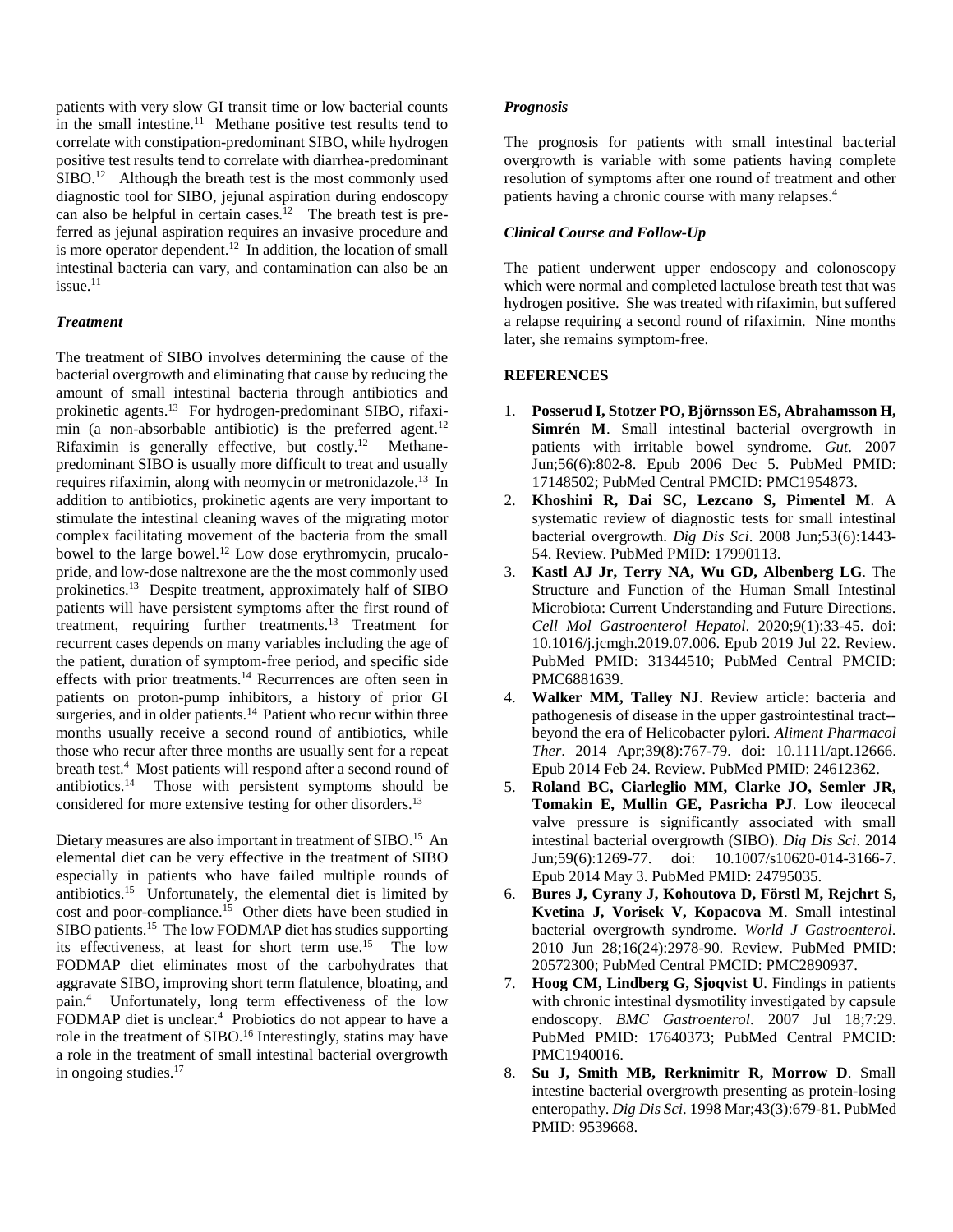patients with very slow GI transit time or low bacterial counts in the small intestine.[11] Methane positive test results tend to correlate with constipation-predominant SIBO, while hydrogen positive test results tend to correlate with diarrhea-predominant SIBO.[12] Although the breath test is the most commonly used diagnostic tool for SIBO, jejunal aspiration during endoscopy can also be helpful in certain cases.[12] The breath test is preferred as jejunal aspiration requires an invasive procedure and is more operator dependent.[12] In addition, the location of small intestinal bacteria can vary, and contamination can also be an issue.[11]

### *Treatment*

The treatment of SIBO involves determining the cause of the bacterial overgrowth and eliminating that cause by reducing the amount of small intestinal bacteria through antibiotics and prokinetic agents.[13] For hydrogen-predominant SIBO, rifaximin (a non-absorbable antibiotic) is the preferred agent.[12] Rifaximin is generally effective, but costly.[12] Methane-predominant SIBO is usually more difficult to treat and usually requires rifaximin, along with neomycin or metronidazole.[13] In addition to antibiotics, prokinetic agents are very important to stimulate the intestinal cleaning waves of the migrating motor complex facilitating movement of the bacteria from the small bowel to the large bowel.[12] Low dose erythromycin, prucalopride, and low-dose naltrexone are the the most commonly used prokinetics.[13] Despite treatment, approximately half of SIBO patients will have persistent symptoms after the first round of treatment, requiring further treatments.[13] Treatment for recurrent cases depends on many variables including the age of the patient, duration of symptom-free period, and specific side effects with prior treatments.[14] Recurrences are often seen in patients on proton-pump inhibitors, a history of prior GI surgeries, and in older patients.[14] Patient who recur within three months usually receive a second round of antibiotics, while those who recur after three months are usually sent for a repeat breath test.[4] Most patients will respond after a second round of antibiotics.[14] Those with persistent symptoms should be considered for more extensive testing for other disorders.[13]

Dietary measures are also important in treatment of SIBO.[15] An elemental diet can be very effective in the treatment of SIBO especially in patients who have failed multiple rounds of antibiotics.[15] Unfortunately, the elemental diet is limited by cost and poor-compliance.[15] Other diets have been studied in SIBO patients.[15] The low FODMAP diet has studies supporting its effectiveness, at least for short term use.[15] The low FODMAP diet eliminates most of the carbohydrates that aggravate SIBO, improving short term flatulence, bloating, and pain.[4] Unfortunately, long term effectiveness of the low FODMAP diet is unclear.[4] Probiotics do not appear to have a role in the treatment of SIBO.[16] Interestingly, statins may have a role in the treatment of small intestinal bacterial overgrowth in ongoing studies.[17]

### *Prognosis*

The prognosis for patients with small intestinal bacterial overgrowth is variable with some patients having complete resolution of symptoms after one round of treatment and other patients having a chronic course with many relapses.[4]

### *Clinical Course and Follow-Up*

The patient underwent upper endoscopy and colonoscopy which were normal and completed lactulose breath test that was hydrogen positive. She was treated with rifaximin, but suffered a relapse requiring a second round of rifaximin. Nine months later, she remains symptom-free.

## REFERENCES

1. **Posserud I, Stotzer PO, Björnsson ES, Abrahamsson H, Simrén M**. Small intestinal bacterial overgrowth in patients with irritable bowel syndrome. *Gut*. 2007 Jun;56(6):802-8. Epub 2006 Dec 5. PubMed PMID: 17148502; PubMed Central PMCID: PMC1954873.
2. **Khoshini R, Dai SC, Lezcano S, Pimentel M**. A systematic review of diagnostic tests for small intestinal bacterial overgrowth. *Dig Dis Sci*. 2008 Jun;53(6):1443-54. Review. PubMed PMID: 17990113.
3. **Kastl AJ Jr, Terry NA, Wu GD, Albenberg LG**. The Structure and Function of the Human Small Intestinal Microbiota: Current Understanding and Future Directions. *Cell Mol Gastroenterol Hepatol*. 2020;9(1):33-45. doi: 10.1016/j.jcmgh.2019.07.006. Epub 2019 Jul 22. Review. PubMed PMID: 31344510; PubMed Central PMCID: PMC6881639.
4. **Walker MM, Talley NJ**. Review article: bacteria and pathogenesis of disease in the upper gastrointestinal tract--beyond the era of Helicobacter pylori. *Aliment Pharmacol Ther*. 2014 Apr;39(8):767-79. doi: 10.1111/apt.12666. Epub 2014 Feb 24. Review. PubMed PMID: 24612362.
5. **Roland BC, Ciarleglio MM, Clarke JO, Semler JR, Tomakin E, Mullin GE, Pasricha PJ**. Low ileocecal valve pressure is significantly associated with small intestinal bacterial overgrowth (SIBO). *Dig Dis Sci*. 2014 Jun;59(6):1269-77. doi: 10.1007/s10620-014-3166-7. Epub 2014 May 3. PubMed PMID: 24795035.
6. **Bures J, Cyrany J, Kohoutova D, Förstl M, Rejchrt S, Kvetina J, Vorisek V, Kopacova M**. Small intestinal bacterial overgrowth syndrome. *World J Gastroenterol*. 2010 Jun 28;16(24):2978-90. Review. PubMed PMID: 20572300; PubMed Central PMCID: PMC2890937.
7. **Hoog CM, Lindberg G, Sjoqvist U**. Findings in patients with chronic intestinal dysmotility investigated by capsule endoscopy. *BMC Gastroenterol*. 2007 Jul 18;7:29. PubMed PMID: 17640373; PubMed Central PMCID: PMC1940016.
8. **Su J, Smith MB, Rerknimitr R, Morrow D**. Small intestine bacterial overgrowth presenting as protein-losing enteropathy. *Dig Dis Sci*. 1998 Mar;43(3):679-81. PubMed PMID: 9539668.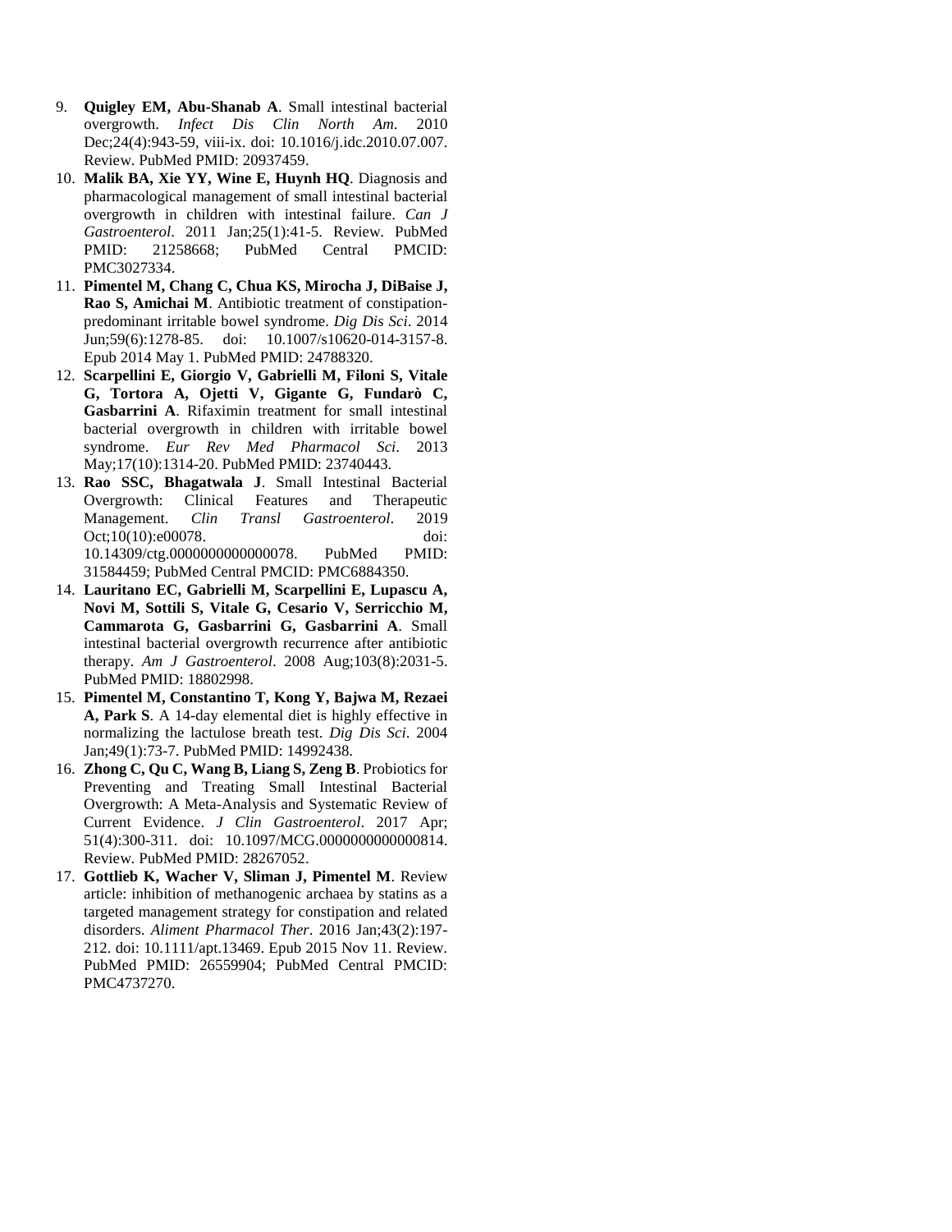9. **Quigley EM, Abu-Shanab A**. Small intestinal bacterial overgrowth. *Infect Dis Clin North Am.* 2010 Dec;24(4):943-59, viii-ix. doi: 10.1016/j.idc.2010.07.007. Review. PubMed PMID: 20937459.
10. **Malik BA, Xie YY, Wine E, Huynh HQ**. Diagnosis and pharmacological management of small intestinal bacterial overgrowth in children with intestinal failure. *Can J Gastroenterol*. 2011 Jan;25(1):41-5. Review. PubMed PMID: 21258668; PubMed Central PMCID: PMC3027334.
11. **Pimentel M, Chang C, Chua KS, Mirocha J, DiBaise J, Rao S, Amichai M**. Antibiotic treatment of constipation-predominant irritable bowel syndrome. *Dig Dis Sci*. 2014 Jun;59(6):1278-85. doi: 10.1007/s10620-014-3157-8. Epub 2014 May 1. PubMed PMID: 24788320.
12. **Scarpellini E, Giorgio V, Gabrielli M, Filoni S, Vitale G, Tortora A, Ojetti V, Gigante G, Fundarò C, Gasbarrini A**. Rifaximin treatment for small intestinal bacterial overgrowth in children with irritable bowel syndrome. *Eur Rev Med Pharmacol Sci*. 2013 May;17(10):1314-20. PubMed PMID: 23740443.
13. **Rao SSC, Bhagatwala J**. Small Intestinal Bacterial Overgrowth: Clinical Features and Therapeutic Management. *Clin Transl Gastroenterol*. 2019 Oct;10(10):e00078. doi: 10.14309/ctg.0000000000000078. PubMed PMID: 31584459; PubMed Central PMCID: PMC6884350.
14. **Lauritano EC, Gabrielli M, Scarpellini E, Lupascu A, Novi M, Sottili S, Vitale G, Cesario V, Serricchio M, Cammarota G, Gasbarrini G, Gasbarrini A**. Small intestinal bacterial overgrowth recurrence after antibiotic therapy. *Am J Gastroenterol*. 2008 Aug;103(8):2031-5. PubMed PMID: 18802998.
15. **Pimentel M, Constantino T, Kong Y, Bajwa M, Rezaei A, Park S**. A 14-day elemental diet is highly effective in normalizing the lactulose breath test. *Dig Dis Sci*. 2004 Jan;49(1):73-7. PubMed PMID: 14992438.
16. **Zhong C, Qu C, Wang B, Liang S, Zeng B**. Probiotics for Preventing and Treating Small Intestinal Bacterial Overgrowth: A Meta-Analysis and Systematic Review of Current Evidence. *J Clin Gastroenterol*. 2017 Apr; 51(4):300-311. doi: 10.1097/MCG.0000000000000814. Review. PubMed PMID: 28267052.
17. **Gottlieb K, Wacher V, Sliman J, Pimentel M**. Review article: inhibition of methanogenic archaea by statins as a targeted management strategy for constipation and related disorders. *Aliment Pharmacol Ther*. 2016 Jan;43(2):197-212. doi: 10.1111/apt.13469. Epub 2015 Nov 11. Review. PubMed PMID: 26559904; PubMed Central PMCID: PMC4737270.